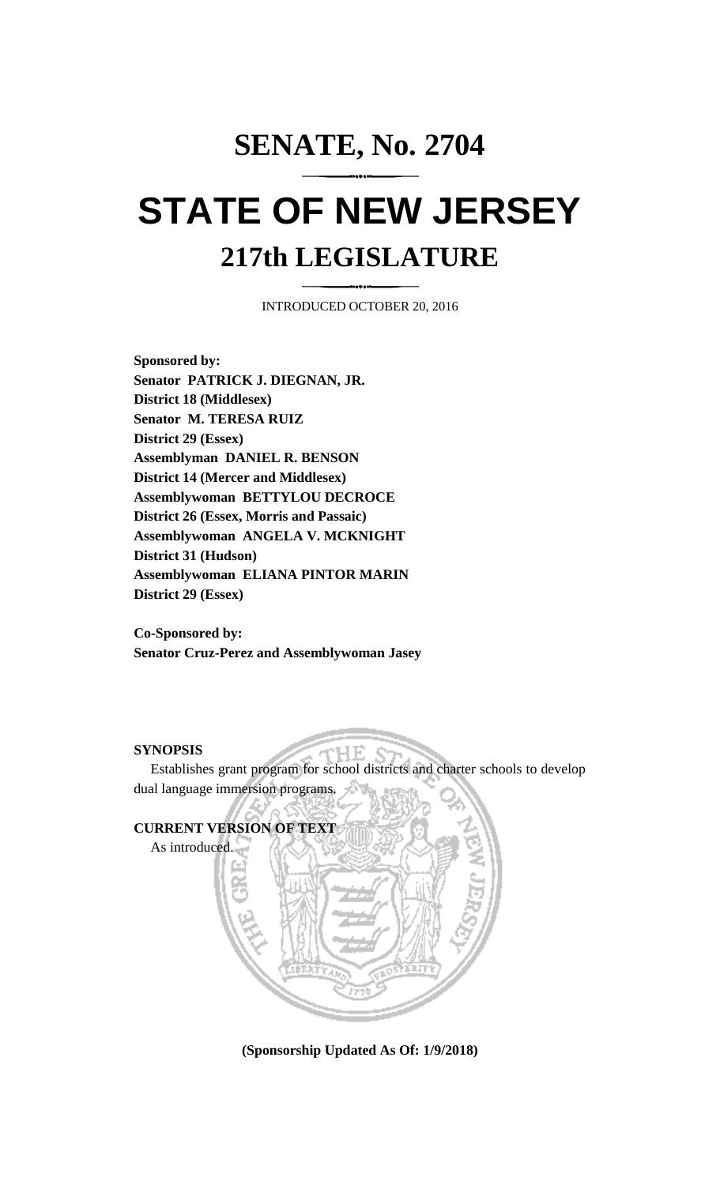# SENATE, No. 2704

# STATE OF NEW JERSEY

## 217th LEGISLATURE

INTRODUCED OCTOBER 20, 2016

**Sponsored by:**
**Senator PATRICK J. DIEGNAN, JR.**
**District 18 (Middlesex)**
**Senator M. TERESA RUIZ**
**District 29 (Essex)**
**Assemblyman DANIEL R. BENSON**
**District 14 (Mercer and Middlesex)**
**Assemblywoman BETTYLOU DECROCE**
**District 26 (Essex, Morris and Passaic)**
**Assemblywoman ANGELA V. MCKNIGHT**
**District 31 (Hudson)**
**Assemblywoman ELIANA PINTOR MARIN**
**District 29 (Essex)**

**Co-Sponsored by:**
**Senator Cruz-Perez and Assemblywoman Jasey**

**SYNOPSIS**

Establishes grant program for school districts and charter schools to develop dual language immersion programs.

**CURRENT VERSION OF TEXT**

As introduced.

**(Sponsorship Updated As Of: 1/9/2018)**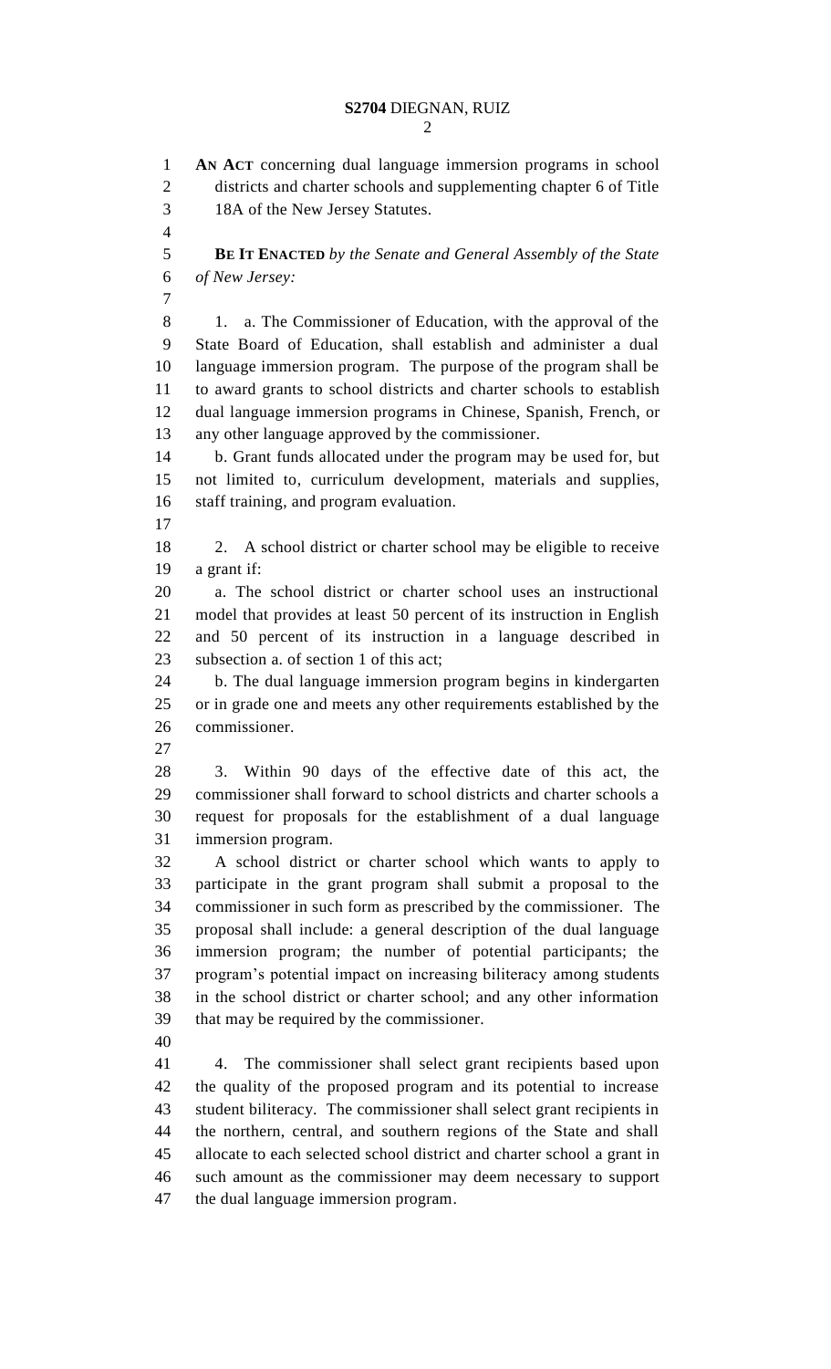**AN ACT** concerning dual language immersion programs in school districts and charter schools and supplementing chapter 6 of Title 18A of the New Jersey Statutes.

**BE IT ENACTED** *by the Senate and General Assembly of the State of New Jersey:*

1. a. The Commissioner of Education, with the approval of the State Board of Education, shall establish and administer a dual language immersion program. The purpose of the program shall be to award grants to school districts and charter schools to establish dual language immersion programs in Chinese, Spanish, French, or any other language approved by the commissioner.

b. Grant funds allocated under the program may be used for, but not limited to, curriculum development, materials and supplies, staff training, and program evaluation.

2. A school district or charter school may be eligible to receive a grant if:

a. The school district or charter school uses an instructional model that provides at least 50 percent of its instruction in English and 50 percent of its instruction in a language described in subsection a. of section 1 of this act;

b. The dual language immersion program begins in kindergarten or in grade one and meets any other requirements established by the commissioner.

3. Within 90 days of the effective date of this act, the commissioner shall forward to school districts and charter schools a request for proposals for the establishment of a dual language immersion program.

A school district or charter school which wants to apply to participate in the grant program shall submit a proposal to the commissioner in such form as prescribed by the commissioner. The proposal shall include: a general description of the dual language immersion program; the number of potential participants; the program's potential impact on increasing biliteracy among students in the school district or charter school; and any other information that may be required by the commissioner.

4. The commissioner shall select grant recipients based upon the quality of the proposed program and its potential to increase student biliteracy. The commissioner shall select grant recipients in the northern, central, and southern regions of the State and shall allocate to each selected school district and charter school a grant in such amount as the commissioner may deem necessary to support the dual language immersion program.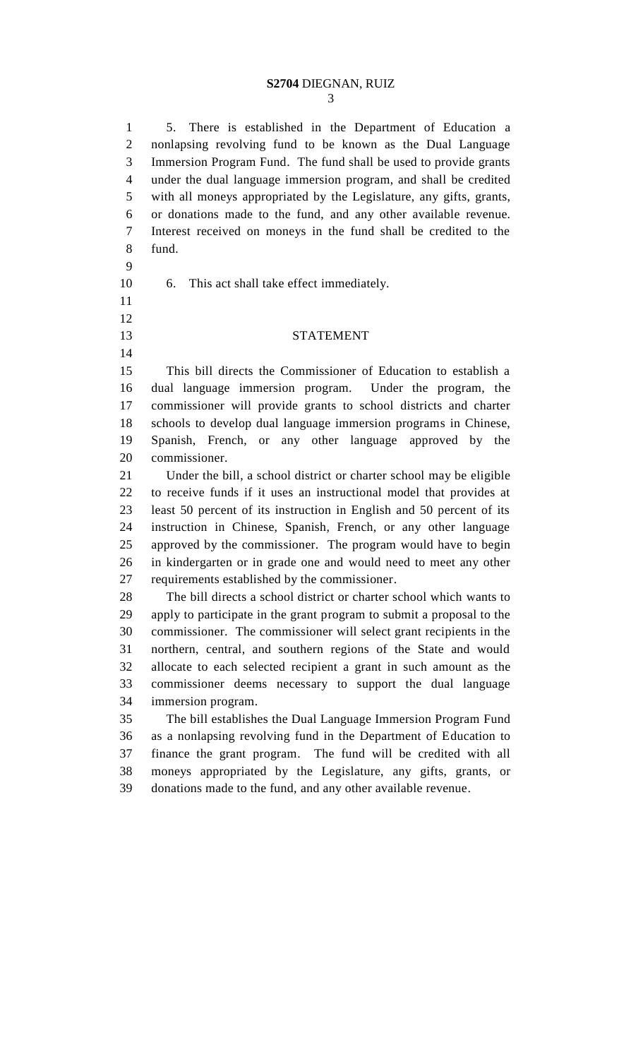5. There is established in the Department of Education a nonlapsing revolving fund to be known as the Dual Language Immersion Program Fund. The fund shall be used to provide grants under the dual language immersion program, and shall be credited with all moneys appropriated by the Legislature, any gifts, grants, or donations made to the fund, and any other available revenue. Interest received on moneys in the fund shall be credited to the fund.

6. This act shall take effect immediately.

## STATEMENT

This bill directs the Commissioner of Education to establish a dual language immersion program. Under the program, the commissioner will provide grants to school districts and charter schools to develop dual language immersion programs in Chinese, Spanish, French, or any other language approved by the commissioner.

Under the bill, a school district or charter school may be eligible to receive funds if it uses an instructional model that provides at least 50 percent of its instruction in English and 50 percent of its instruction in Chinese, Spanish, French, or any other language approved by the commissioner. The program would have to begin in kindergarten or in grade one and would need to meet any other requirements established by the commissioner.

The bill directs a school district or charter school which wants to apply to participate in the grant program to submit a proposal to the commissioner. The commissioner will select grant recipients in the northern, central, and southern regions of the State and would allocate to each selected recipient a grant in such amount as the commissioner deems necessary to support the dual language immersion program.

The bill establishes the Dual Language Immersion Program Fund as a nonlapsing revolving fund in the Department of Education to finance the grant program. The fund will be credited with all moneys appropriated by the Legislature, any gifts, grants, or donations made to the fund, and any other available revenue.